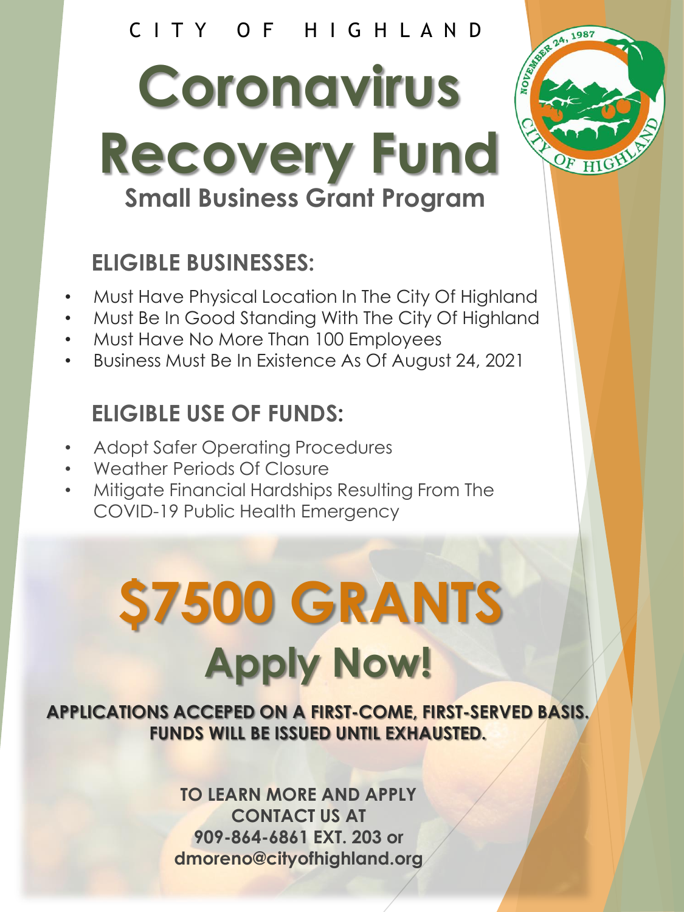CITY OF HIGHLAND

# Coronavirus Recovery Fund

## Small Business Grant Program

### ELIGIBLE BUSINESSES:

- Must Have Physical Location In The City Of Highland
- Must Be In Good Standing With The City Of Highland
- Must Have No More Than 100 Employees
- Business Must Be In Existence As Of August 24, 2021

### ELIGIBLE USE OF FUNDS:

- Adopt Safer Operating Procedures
- Weather Periods Of Closure
- Mitigate Financial Hardships Resulting From The COVID-19 Public Health Emergency

# $7500 GRANTS

## Apply Now!

**APPLICATIONS ACCEPED ON A FIRST-COME, FIRST-SERVED BASIS. FUNDS WILL BE ISSUED UNTIL EXHAUSTED.**

**TO LEARN MORE AND APPLY CONTACT US AT 909-864-6861 EXT. 203 or dmoreno@cityofhighland.org**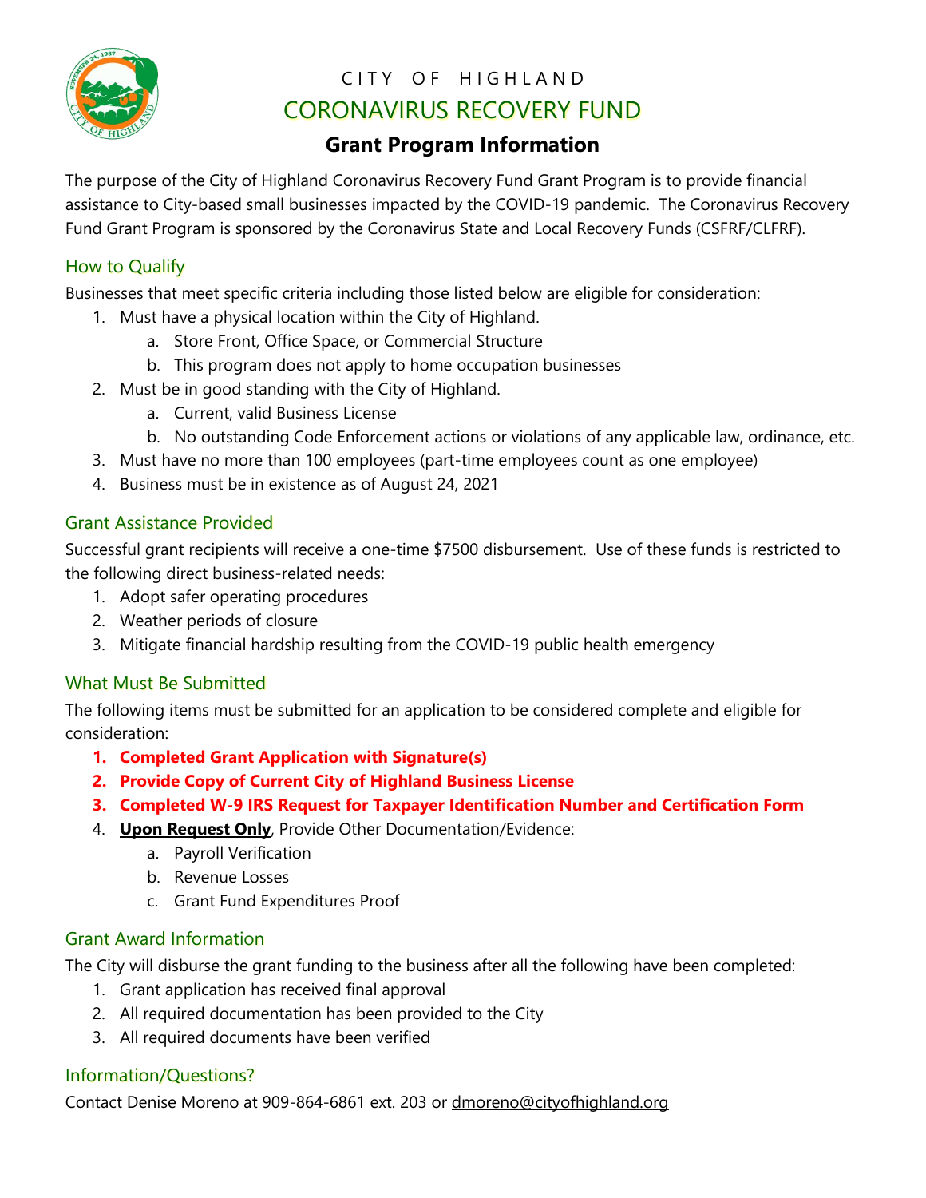# CITY OF HIGHLAND

## CORONAVIRUS RECOVERY FUND

### Grant Program Information

The purpose of the City of Highland Coronavirus Recovery Fund Grant Program is to provide financial assistance to City-based small businesses impacted by the COVID-19 pandemic. The Coronavirus Recovery Fund Grant Program is sponsored by the Coronavirus State and Local Recovery Funds (CSFRF/CLFRF).

## How to Qualify

Businesses that meet specific criteria including those listed below are eligible for consideration:

1. Must have a physical location within the City of Highland.
    a. Store Front, Office Space, or Commercial Structure
    b. This program does not apply to home occupation businesses
2. Must be in good standing with the City of Highland.
    a. Current, valid Business License
    b. No outstanding Code Enforcement actions or violations of any applicable law, ordinance, etc.
3. Must have no more than 100 employees (part-time employees count as one employee)
4. Business must be in existence as of August 24, 2021

## Grant Assistance Provided

Successful grant recipients will receive a one-time $7500 disbursement. Use of these funds is restricted to the following direct business-related needs:

1. Adopt safer operating procedures
2. Weather periods of closure
3. Mitigate financial hardship resulting from the COVID-19 public health emergency

## What Must Be Submitted

The following items must be submitted for an application to be considered complete and eligible for consideration:

1. **Completed Grant Application with Signature(s)**
2. **Provide Copy of Current City of Highland Business License**
3. **Completed W-9 IRS Request for Taxpayer Identification Number and Certification Form**
4. **Upon Request Only**, Provide Other Documentation/Evidence:
    a. Payroll Verification
    b. Revenue Losses
    c. Grant Fund Expenditures Proof

## Grant Award Information

The City will disburse the grant funding to the business after all the following have been completed:

1. Grant application has received final approval
2. All required documentation has been provided to the City
3. All required documents have been verified

## Information/Questions?

Contact Denise Moreno at 909-864-6861 ext. 203 or dmoreno@cityofhighland.org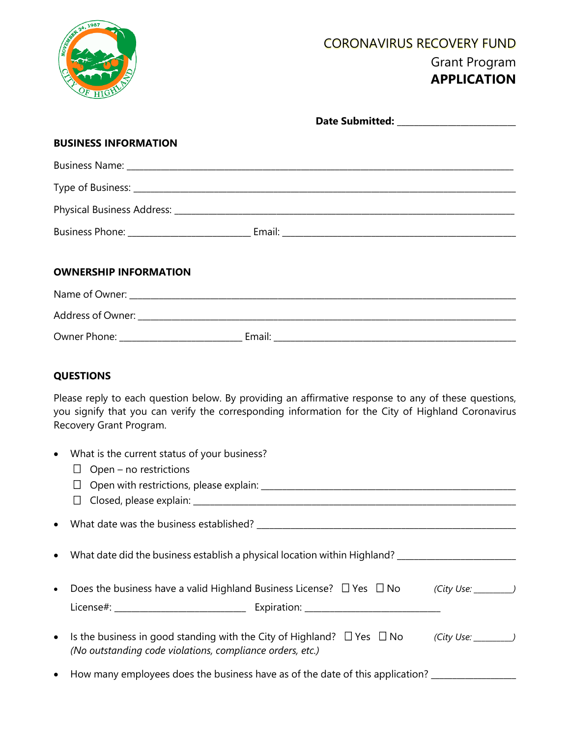# CORONAVIRUS RECOVERY FUND

## Grant Program

## APPLICATION

**Date Submitted:** ________________________

### BUSINESS INFORMATION

Business Name: ______________________________________________________________________

Type of Business: ____________________________________________________________________

Physical Business Address: _____________________________________________________________

Business Phone: ________________________ Email: ______________________________________________

### OWNERSHIP INFORMATION

Name of Owner: ______________________________________________________________________

Address of Owner: ____________________________________________________________________

Owner Phone: ________________________ Email: ______________________________________________

### QUESTIONS

Please reply to each question below. By providing an affirmative response to any of these questions, you signify that you can verify the corresponding information for the City of Highland Coronavirus Recovery Grant Program.

- What is the current status of your business?
  - ☐ Open – no restrictions
  - ☐ Open with restrictions, please explain: ______________________________________________
  - ☐ Closed, please explain: ________________________________________________________
- What date was the business established? ______________________________________________
- What date did the business establish a physical location within Highland? ________________________
- Does the business have a valid Highland Business License? ☐ Yes ☐ No *(City Use: _________)*

  License#: __________________________ Expiration: ___________________________
- Is the business in good standing with the City of Highland? ☐ Yes ☐ No *(City Use: _________)*

  *(No outstanding code violations, compliance orders, etc.)*
- How many employees does the business have as of the date of this application? _________________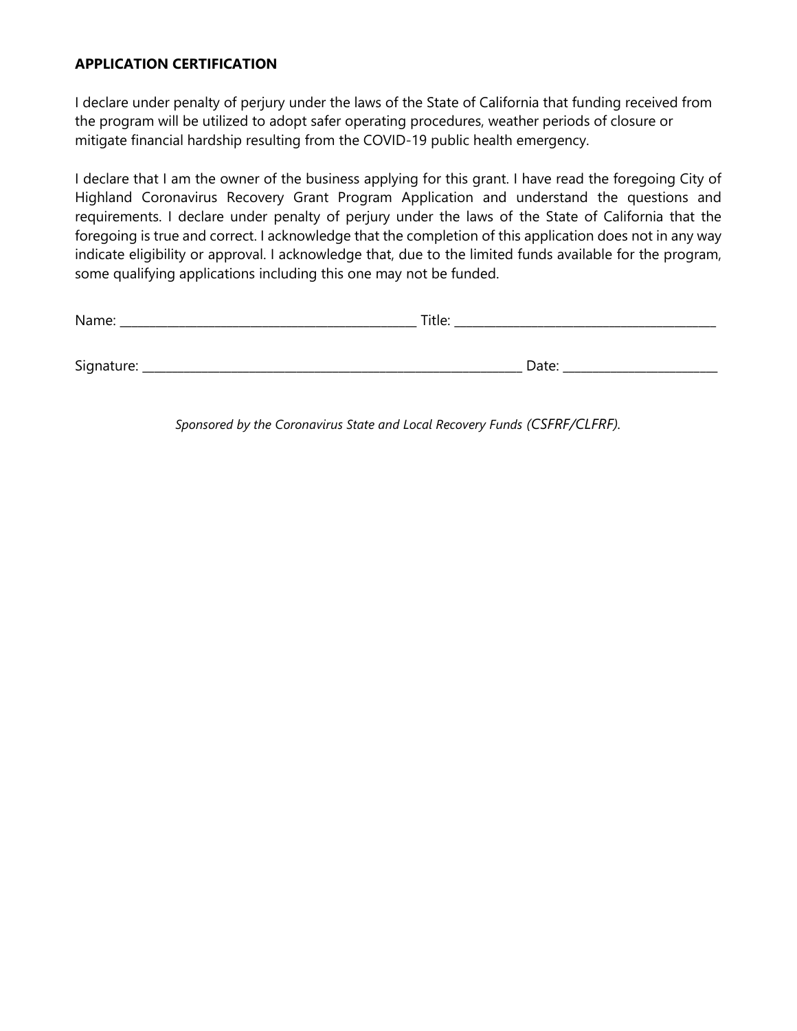**APPLICATION CERTIFICATION**

I declare under penalty of perjury under the laws of the State of California that funding received from the program will be utilized to adopt safer operating procedures, weather periods of closure or mitigate financial hardship resulting from the COVID-19 public health emergency.

I declare that I am the owner of the business applying for this grant. I have read the foregoing City of Highland Coronavirus Recovery Grant Program Application and understand the questions and requirements. I declare under penalty of perjury under the laws of the State of California that the foregoing is true and correct. I acknowledge that the completion of this application does not in any way indicate eligibility or approval. I acknowledge that, due to the limited funds available for the program, some qualifying applications including this one may not be funded.

Name: ________________________________________________ Title: __________________________________________

Signature: ____________________________________________________________ Date: _________________________

*Sponsored by the Coronavirus State and Local Recovery Funds (CSFRF/CLFRF).*